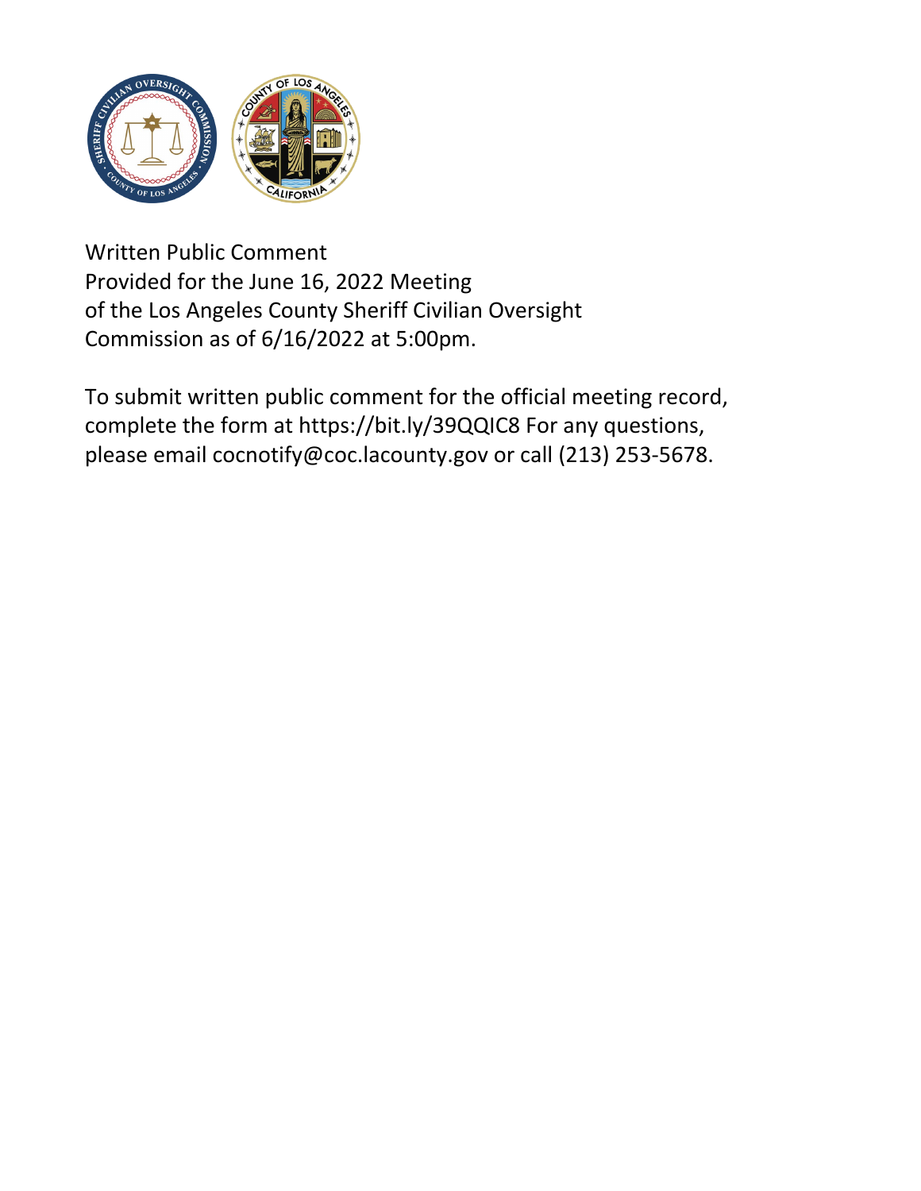Written Public Comment
Provided for the June 16, 2022 Meeting
of the Los Angeles County Sheriff Civilian Oversight
Commission as of 6/16/2022 at 5:00pm.

To submit written public comment for the official meeting record, complete the form at https://bit.ly/39QQIC8 For any questions, please email cocnotify@coc.lacounty.gov or call (213) 253-5678.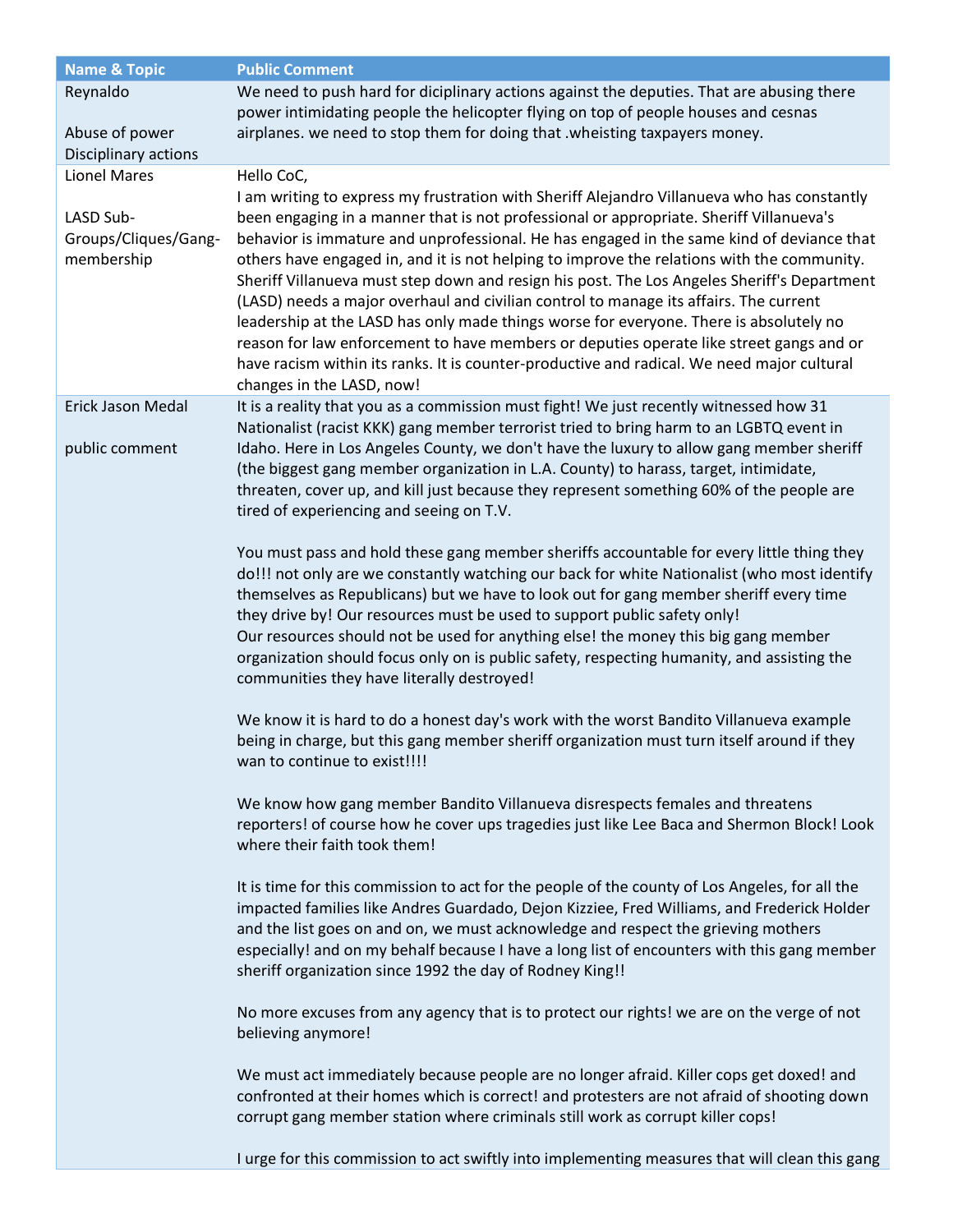| Name & Topic | Public Comment |
| --- | --- |
| Reynaldo<br><br>Abuse of power Disciplinary actions | We need to push hard for diciplinary actions against the deputies. That are abusing there power intimidating people the helicopter flying on top of people houses and cesnas airplanes. we need to stop them for doing that .wheisting taxpayers money. |
| Lionel Mares<br><br>LASD Sub-Groups/Cliques/Gang-membership | Hello CoC,<br>I am writing to express my frustration with Sheriff Alejandro Villanueva who has constantly been engaging in a manner that is not professional or appropriate. Sheriff Villanueva's behavior is immature and unprofessional. He has engaged in the same kind of deviance that others have engaged in, and it is not helping to improve the relations with the community. Sheriff Villanueva must step down and resign his post. The Los Angeles Sheriff's Department (LASD) needs a major overhaul and civilian control to manage its affairs. The current leadership at the LASD has only made things worse for everyone. There is absolutely no reason for law enforcement to have members or deputies operate like street gangs and or have racism within its ranks. It is counter-productive and radical. We need major cultural changes in the LASD, now! |
| Erick Jason Medal<br><br>public comment | It is a reality that you as a commission must fight! We just recently witnessed how 31 Nationalist (racist KKK) gang member terrorist tried to bring harm to an LGBTQ event in Idaho. Here in Los Angeles County, we don't have the luxury to allow gang member sheriff (the biggest gang member organization in L.A. County) to harass, target, intimidate, threaten, cover up, and kill just because they represent something 60% of the people are tired of experiencing and seeing on T.V.<br><br>You must pass and hold these gang member sheriffs accountable for every little thing they do!!! not only are we constantly watching our back for white Nationalist (who most identify themselves as Republicans) but we have to look out for gang member sheriff every time they drive by! Our resources must be used to support public safety only!<br>Our resources should not be used for anything else! the money this big gang member organization should focus only on is public safety, respecting humanity, and assisting the communities they have literally destroyed!<br><br>We know it is hard to do a honest day's work with the worst Bandito Villanueva example being in charge, but this gang member sheriff organization must turn itself around if they wan to continue to exist!!!!<br><br>We know how gang member Bandito Villanueva disrespects females and threatens reporters! of course how he cover ups tragedies just like Lee Baca and Shermon Block! Look where their faith took them!<br><br>It is time for this commission to act for the people of the county of Los Angeles, for all the impacted families like Andres Guardado, Dejon Kizziee, Fred Williams, and Frederick Holder and the list goes on and on, we must acknowledge and respect the grieving mothers especially! and on my behalf because I have a long list of encounters with this gang member sheriff organization since 1992 the day of Rodney King!!<br><br>No more excuses from any agency that is to protect our rights! we are on the verge of not believing anymore!<br><br>We must act immediately because people are no longer afraid. Killer cops get doxed! and confronted at their homes which is correct! and protesters are not afraid of shooting down corrupt gang member station where criminals still work as corrupt killer cops!<br><br>I urge for this commission to act swiftly into implementing measures that will clean this gang |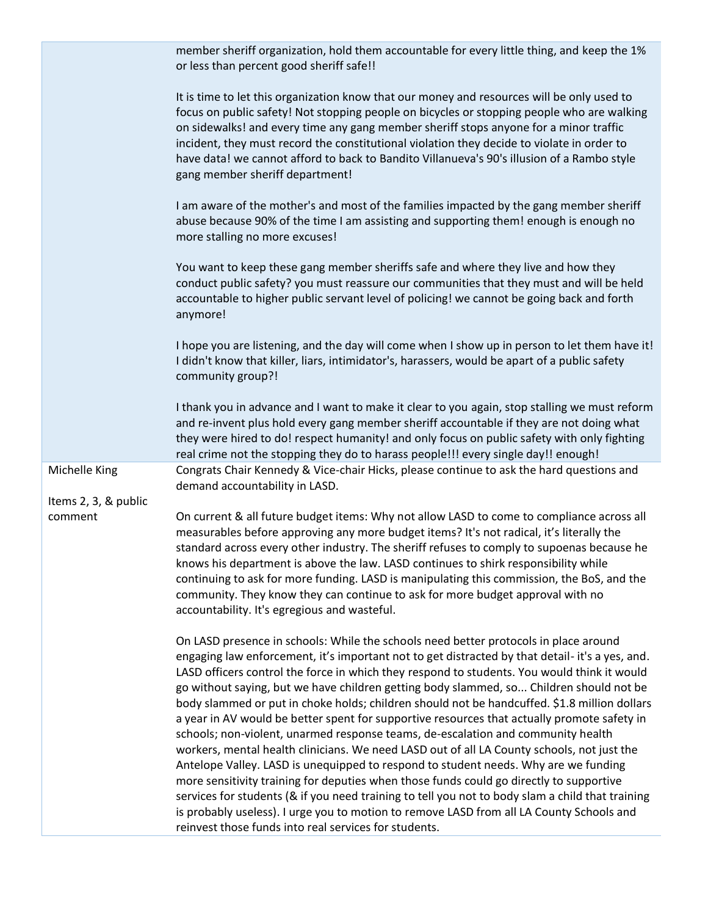| | |
|---|---|
| | member sheriff organization, hold them accountable for every little thing, and keep the 1% or less than percent good sheriff safe!!<br><br>It is time to let this organization know that our money and resources will be only used to focus on public safety! Not stopping people on bicycles or stopping people who are walking on sidewalks! and every time any gang member sheriff stops anyone for a minor traffic incident, they must record the constitutional violation they decide to violate in order to have data! we cannot afford to back to Bandito Villanueva's 90's illusion of a Rambo style gang member sheriff department!<br><br>I am aware of the mother's and most of the families impacted by the gang member sheriff abuse because 90% of the time I am assisting and supporting them! enough is enough no more stalling no more excuses!<br><br>You want to keep these gang member sheriffs safe and where they live and how they conduct public safety? you must reassure our communities that they must and will be held accountable to higher public servant level of policing! we cannot be going back and forth anymore!<br><br>I hope you are listening, and the day will come when I show up in person to let them have it! I didn't know that killer, liars, intimidator's, harassers, would be apart of a public safety community group?!<br><br>I thank you in advance and I want to make it clear to you again, stop stalling we must reform and re-invent plus hold every gang member sheriff accountable if they are not doing what they were hired to do! respect humanity! and only focus on public safety with only fighting real crime not the stopping they do to harass people!!! every single day!! enough! |
| Michelle King<br><br>Items 2, 3, & public comment | Congrats Chair Kennedy & Vice-chair Hicks, please continue to ask the hard questions and demand accountability in LASD.<br><br>On current & all future budget items: Why not allow LASD to come to compliance across all measurables before approving any more budget items? It's not radical, it's literally the standard across every other industry. The sheriff refuses to comply to supoenas because he knows his department is above the law. LASD continues to shirk responsibility while continuing to ask for more funding. LASD is manipulating this commission, the BoS, and the community. They know they can continue to ask for more budget approval with no accountability. It's egregious and wasteful.<br><br>On LASD presence in schools: While the schools need better protocols in place around engaging law enforcement, it's important not to get distracted by that detail- it's a yes, and. LASD officers control the force in which they respond to students. You would think it would go without saying, but we have children getting body slammed, so... Children should not be body slammed or put in choke holds; children should not be handcuffed. $1.8 million dollars a year in AV would be better spent for supportive resources that actually promote safety in schools; non-violent, unarmed response teams, de-escalation and community health workers, mental health clinicians. We need LASD out of all LA County schools, not just the Antelope Valley. LASD is unequipped to respond to student needs. Why are we funding more sensitivity training for deputies when those funds could go directly to supportive services for students (& if you need training to tell you not to body slam a child that training is probably useless). I urge you to motion to remove LASD from all LA County Schools and reinvest those funds into real services for students. |